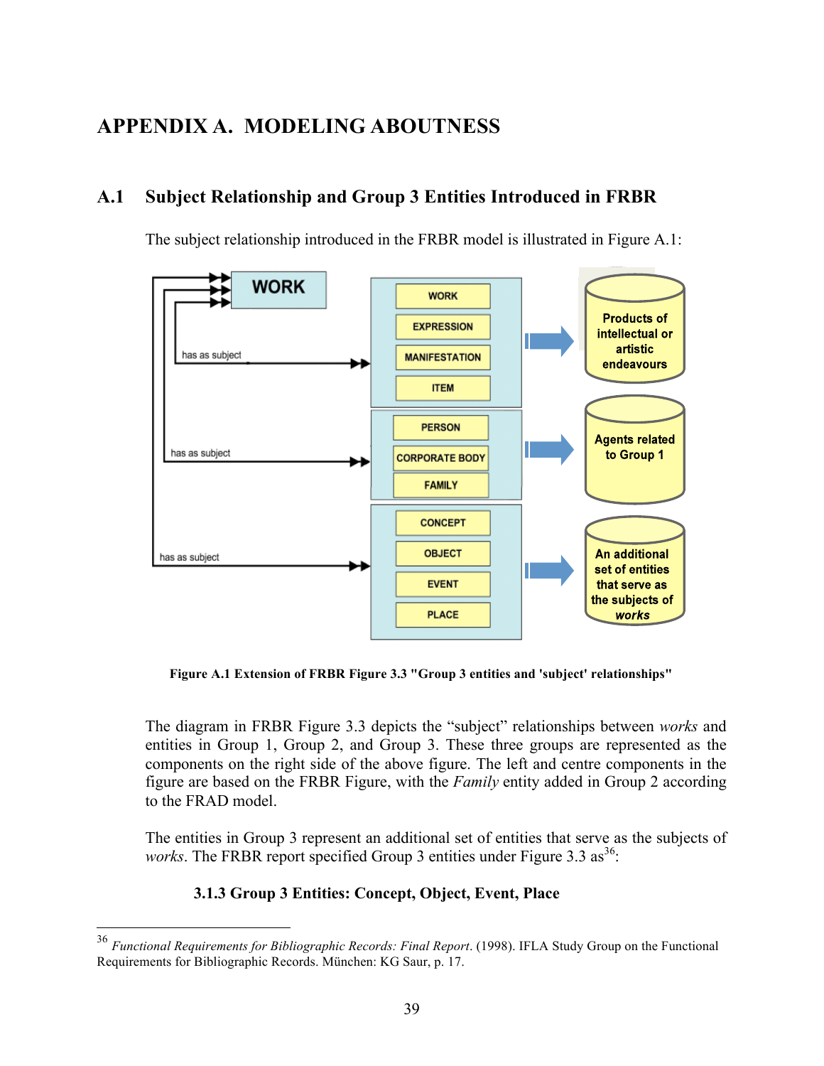# APPENDIX A. MODELING ABOUTNESS

## A.1 Subject Relationship and Group 3 Entities Introduced in FRBR

The subject relationship introduced in the FRBR model is illustrated in Figure A.1:

**Figure A.1 Extension of FRBR Figure 3.3 "Group 3 entities and 'subject' relationships"**

The diagram in FRBR Figure 3.3 depicts the "subject" relationships between *works* and entities in Group 1, Group 2, and Group 3. These three groups are represented as the components on the right side of the above figure. The left and centre components in the figure are based on the FRBR Figure, with the *Family* entity added in Group 2 according to the FRAD model.

The entities in Group 3 represent an additional set of entities that serve as the subjects of *works*. The FRBR report specified Group 3 entities under Figure 3.3 as[36]:

**3.1.3 Group 3 Entities: Concept, Object, Event, Place**

---

[36] *Functional Requirements for Bibliographic Records: Final Report*. (1998). IFLA Study Group on the Functional Requirements for Bibliographic Records. München: KG Saur, p. 17.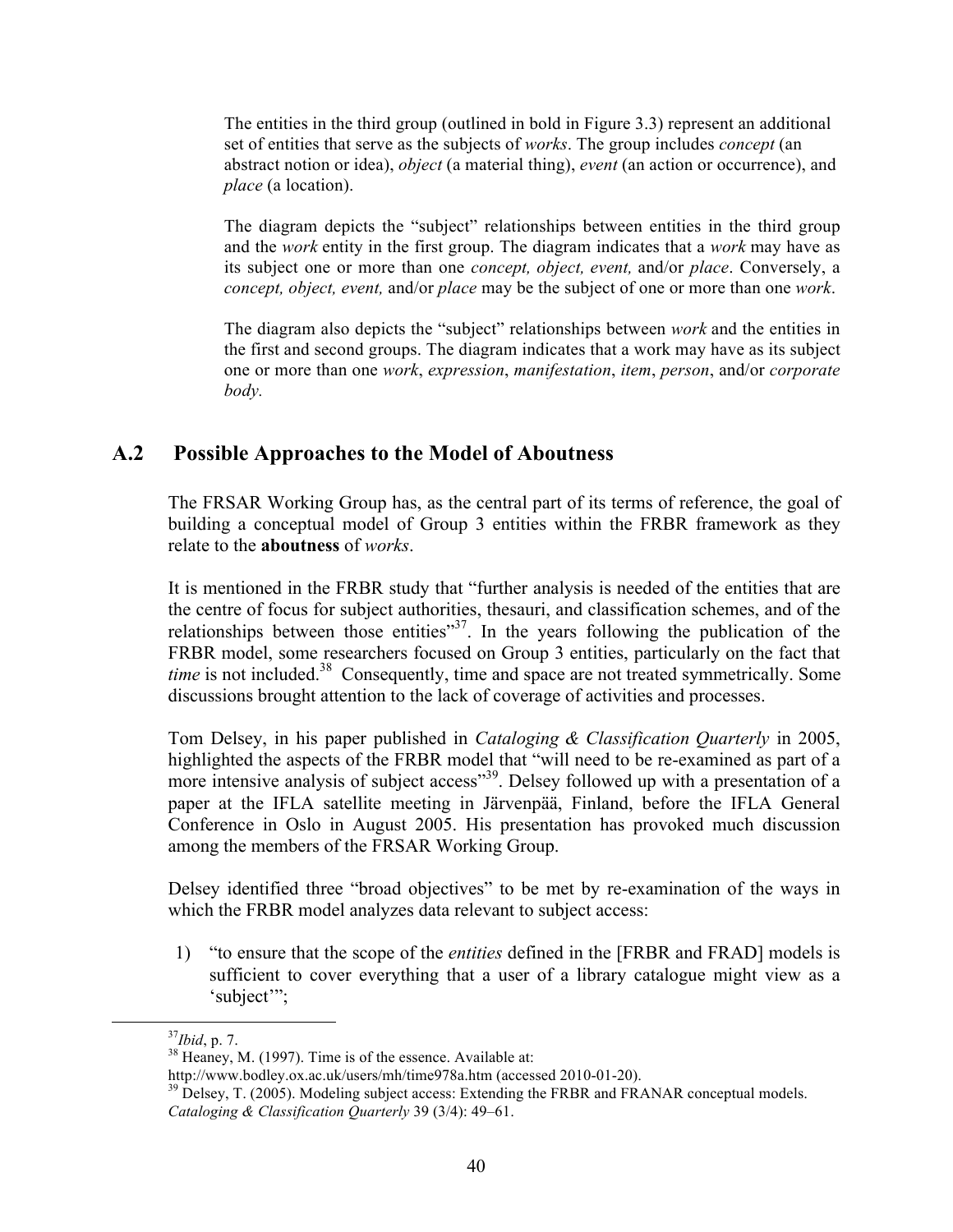The entities in the third group (outlined in bold in Figure 3.3) represent an additional set of entities that serve as the subjects of *works*. The group includes *concept* (an abstract notion or idea), *object* (a material thing), *event* (an action or occurrence), and *place* (a location).

The diagram depicts the "subject" relationships between entities in the third group and the *work* entity in the first group. The diagram indicates that a *work* may have as its subject one or more than one *concept, object, event,* and/or *place*. Conversely, a *concept, object, event,* and/or *place* may be the subject of one or more than one *work*.

The diagram also depicts the "subject" relationships between *work* and the entities in the first and second groups. The diagram indicates that a work may have as its subject one or more than one *work*, *expression*, *manifestation*, *item*, *person*, and/or *corporate body.*

## A.2 Possible Approaches to the Model of Aboutness

The FRSAR Working Group has, as the central part of its terms of reference, the goal of building a conceptual model of Group 3 entities within the FRBR framework as they relate to the **aboutness** of *works*.

It is mentioned in the FRBR study that "further analysis is needed of the entities that are the centre of focus for subject authorities, thesauri, and classification schemes, and of the relationships between those entities"[37]. In the years following the publication of the FRBR model, some researchers focused on Group 3 entities, particularly on the fact that *time* is not included.[38] Consequently, time and space are not treated symmetrically. Some discussions brought attention to the lack of coverage of activities and processes.

Tom Delsey, in his paper published in *Cataloging & Classification Quarterly* in 2005, highlighted the aspects of the FRBR model that "will need to be re-examined as part of a more intensive analysis of subject access"[39]. Delsey followed up with a presentation of a paper at the IFLA satellite meeting in Järvenpää, Finland, before the IFLA General Conference in Oslo in August 2005. His presentation has provoked much discussion among the members of the FRSAR Working Group.

Delsey identified three "broad objectives" to be met by re-examination of the ways in which the FRBR model analyzes data relevant to subject access:

1) "to ensure that the scope of the *entities* defined in the [FRBR and FRAD] models is sufficient to cover everything that a user of a library catalogue might view as a 'subject'";

---

[37] *Ibid*, p. 7.

[38] Heaney, M. (1997). Time is of the essence. Available at: http://www.bodley.ox.ac.uk/users/mh/time978a.htm (accessed 2010-01-20).

[39] Delsey, T. (2005). Modeling subject access: Extending the FRBR and FRANAR conceptual models. *Cataloging & Classification Quarterly* 39 (3/4): 49–61.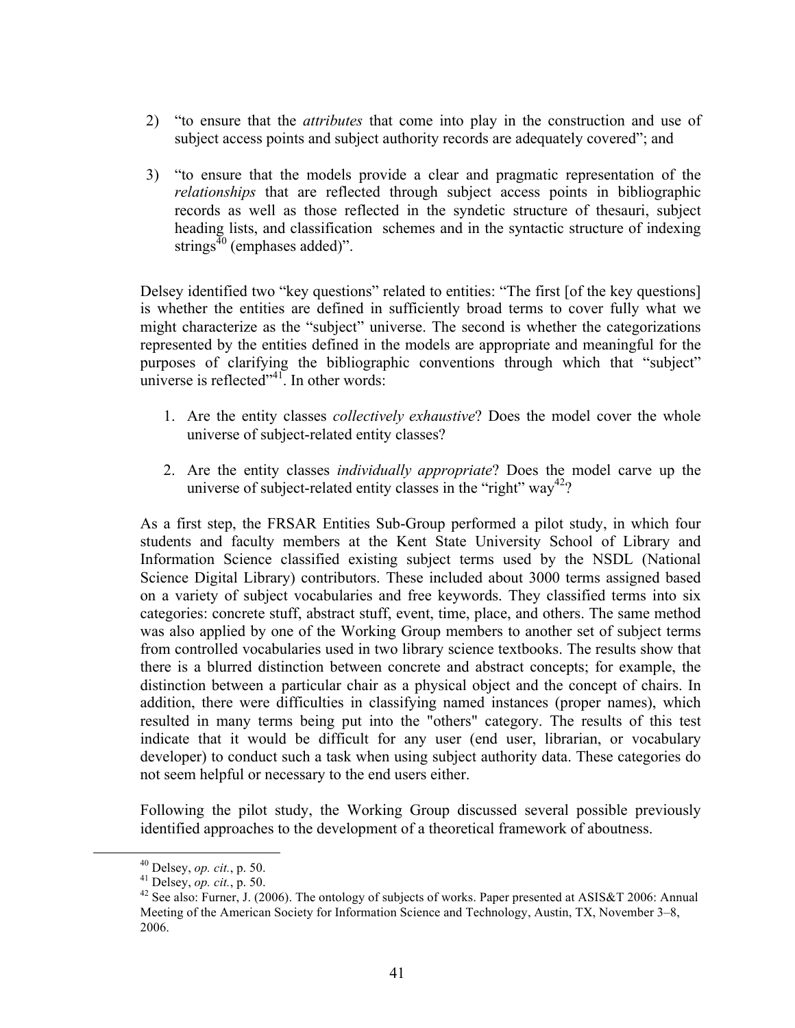2) "to ensure that the *attributes* that come into play in the construction and use of subject access points and subject authority records are adequately covered"; and

3) "to ensure that the models provide a clear and pragmatic representation of the *relationships* that are reflected through subject access points in bibliographic records as well as those reflected in the syndetic structure of thesauri, subject heading lists, and classification schemes and in the syntactic structure of indexing strings[40] (emphases added)".

Delsey identified two "key questions" related to entities: "The first [of the key questions] is whether the entities are defined in sufficiently broad terms to cover fully what we might characterize as the "subject" universe. The second is whether the categorizations represented by the entities defined in the models are appropriate and meaningful for the purposes of clarifying the bibliographic conventions through which that "subject" universe is reflected"[41]. In other words:

1. Are the entity classes *collectively exhaustive*? Does the model cover the whole universe of subject-related entity classes?

2. Are the entity classes *individually appropriate*? Does the model carve up the universe of subject-related entity classes in the "right" way[42]?

As a first step, the FRSAR Entities Sub-Group performed a pilot study, in which four students and faculty members at the Kent State University School of Library and Information Science classified existing subject terms used by the NSDL (National Science Digital Library) contributors. These included about 3000 terms assigned based on a variety of subject vocabularies and free keywords. They classified terms into six categories: concrete stuff, abstract stuff, event, time, place, and others. The same method was also applied by one of the Working Group members to another set of subject terms from controlled vocabularies used in two library science textbooks. The results show that there is a blurred distinction between concrete and abstract concepts; for example, the distinction between a particular chair as a physical object and the concept of chairs. In addition, there were difficulties in classifying named instances (proper names), which resulted in many terms being put into the "others" category. The results of this test indicate that it would be difficult for any user (end user, librarian, or vocabulary developer) to conduct such a task when using subject authority data. These categories do not seem helpful or necessary to the end users either.

Following the pilot study, the Working Group discussed several possible previously identified approaches to the development of a theoretical framework of aboutness.

---

[40] Delsey, *op. cit.*, p. 50.

[41] Delsey, *op. cit.*, p. 50.

[42] See also: Furner, J. (2006). The ontology of subjects of works. Paper presented at ASIS&T 2006: Annual Meeting of the American Society for Information Science and Technology, Austin, TX, November 3–8, 2006.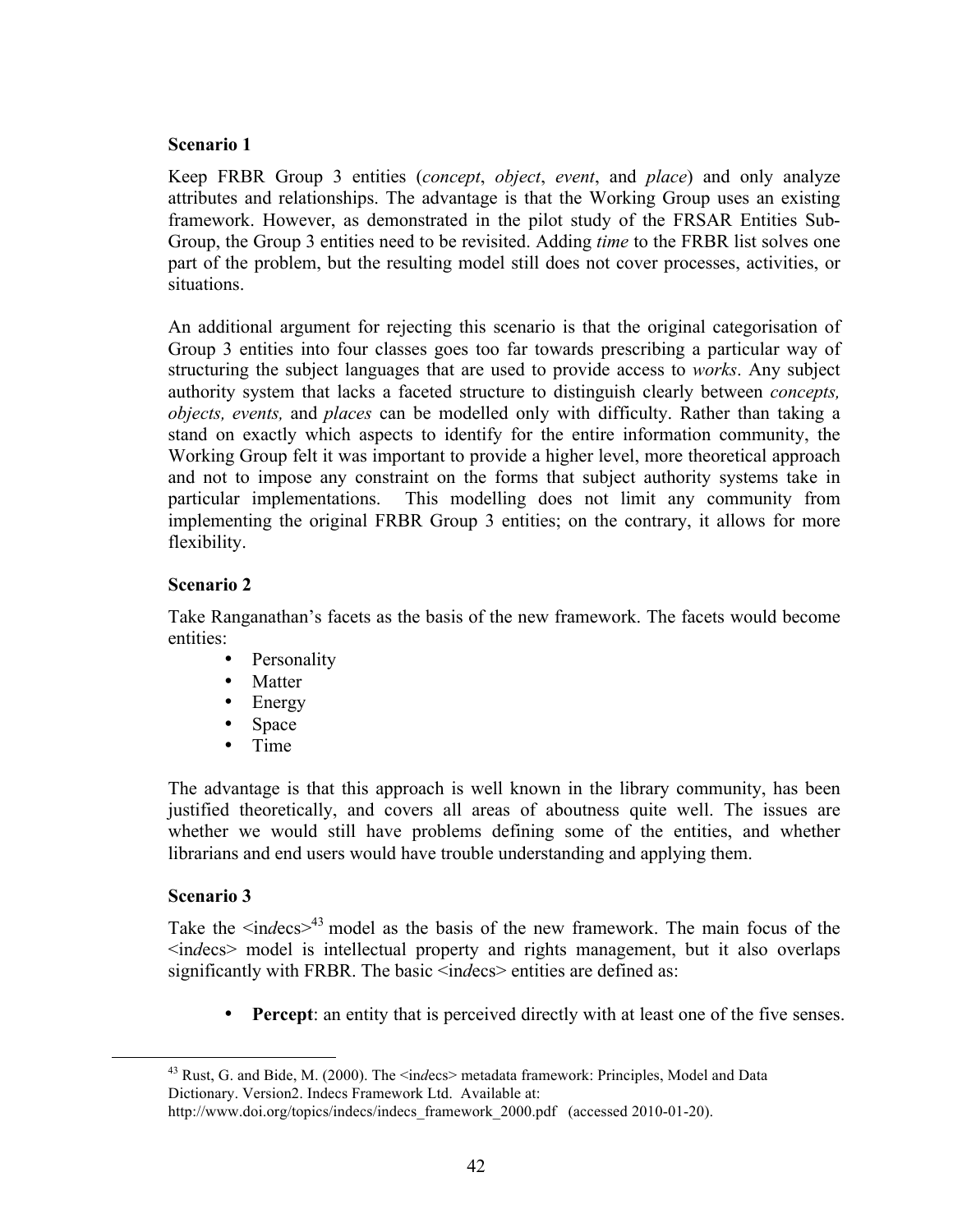### Scenario 1

Keep FRBR Group 3 entities (*concept*, *object*, *event*, and *place*) and only analyze attributes and relationships. The advantage is that the Working Group uses an existing framework. However, as demonstrated in the pilot study of the FRSAR Entities Sub-Group, the Group 3 entities need to be revisited. Adding *time* to the FRBR list solves one part of the problem, but the resulting model still does not cover processes, activities, or situations.

An additional argument for rejecting this scenario is that the original categorisation of Group 3 entities into four classes goes too far towards prescribing a particular way of structuring the subject languages that are used to provide access to *works*. Any subject authority system that lacks a faceted structure to distinguish clearly between *concepts, objects, events,* and *places* can be modelled only with difficulty. Rather than taking a stand on exactly which aspects to identify for the entire information community, the Working Group felt it was important to provide a higher level, more theoretical approach and not to impose any constraint on the forms that subject authority systems take in particular implementations. This modelling does not limit any community from implementing the original FRBR Group 3 entities; on the contrary, it allows for more flexibility.

### Scenario 2

Take Ranganathan's facets as the basis of the new framework. The facets would become entities:

- Personality
- Matter
- Energy
- Space
- Time

The advantage is that this approach is well known in the library community, has been justified theoretically, and covers all areas of aboutness quite well. The issues are whether we would still have problems defining some of the entities, and whether librarians and end users would have trouble understanding and applying them.

### Scenario 3

Take the <in*d*ecs>[43] model as the basis of the new framework. The main focus of the <in*d*ecs> model is intellectual property and rights management, but it also overlaps significantly with FRBR. The basic <in*d*ecs> entities are defined as:

- **Percept**: an entity that is perceived directly with at least one of the five senses.

[43] Rust, G. and Bide, M. (2000). The <in*d*ecs> metadata framework: Principles, Model and Data Dictionary. Version2. Indecs Framework Ltd. Available at: http://www.doi.org/topics/indecs/indecs_framework_2000.pdf (accessed 2010-01-20).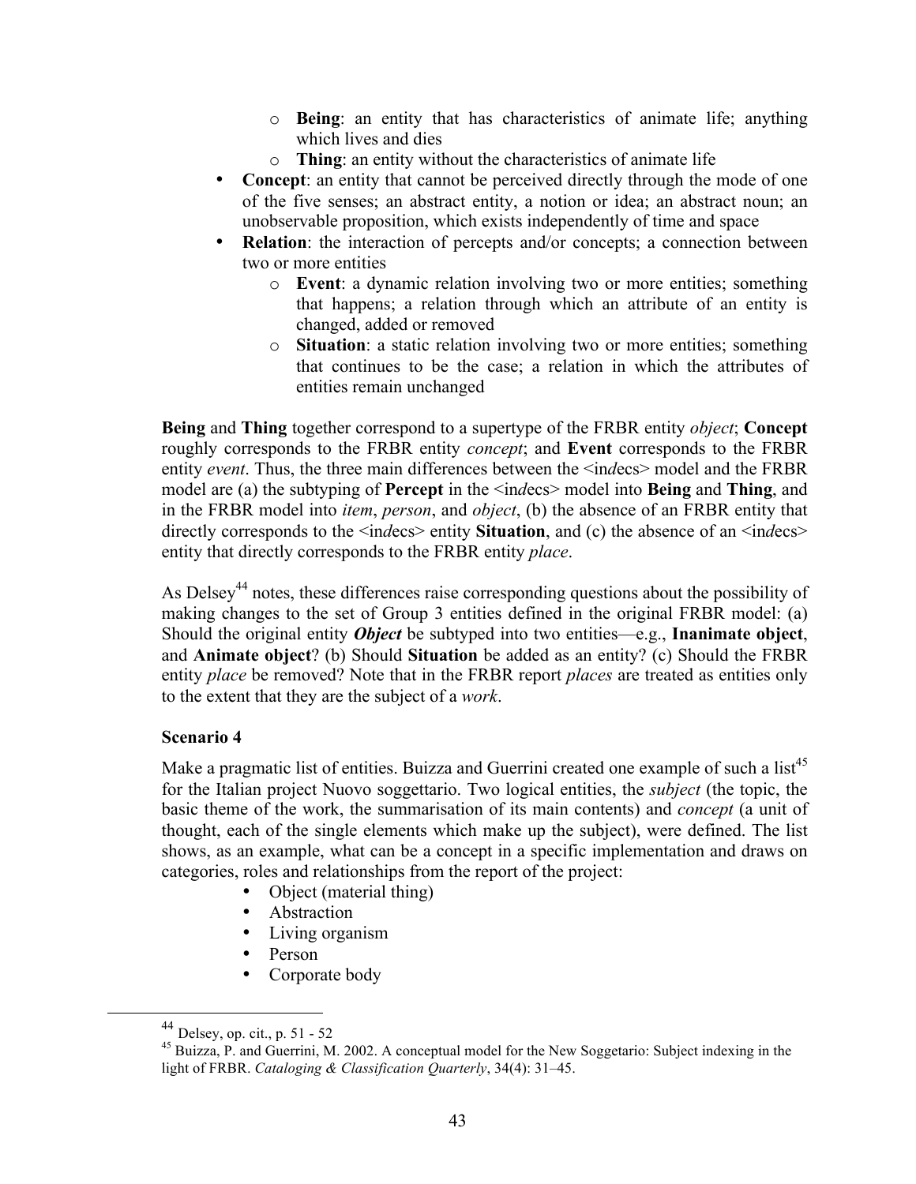- **Being**: an entity that has characteristics of animate life; anything which lives and dies
  - **Thing**: an entity without the characteristics of animate life
- **Concept**: an entity that cannot be perceived directly through the mode of one of the five senses; an abstract entity, a notion or idea; an abstract noun; an unobservable proposition, which exists independently of time and space
- **Relation**: the interaction of percepts and/or concepts; a connection between two or more entities
  - **Event**: a dynamic relation involving two or more entities; something that happens; a relation through which an attribute of an entity is changed, added or removed
  - **Situation**: a static relation involving two or more entities; something that continues to be the case; a relation in which the attributes of entities remain unchanged

**Being** and **Thing** together correspond to a supertype of the FRBR entity *object*; **Concept** roughly corresponds to the FRBR entity *concept*; and **Event** corresponds to the FRBR entity *event*. Thus, the three main differences between the <in*d*ecs> model and the FRBR model are (a) the subtyping of **Percept** in the <in*d*ecs> model into **Being** and **Thing**, and in the FRBR model into *item*, *person*, and *object*, (b) the absence of an FRBR entity that directly corresponds to the <in*d*ecs> entity **Situation**, and (c) the absence of an <in*d*ecs> entity that directly corresponds to the FRBR entity *place*.

As Delsey[44] notes, these differences raise corresponding questions about the possibility of making changes to the set of Group 3 entities defined in the original FRBR model: (a) Should the original entity ***Object*** be subtyped into two entities—e.g., **Inanimate object**, and **Animate object**? (b) Should **Situation** be added as an entity? (c) Should the FRBR entity *place* be removed? Note that in the FRBR report *places* are treated as entities only to the extent that they are the subject of a *work*.

### Scenario 4

Make a pragmatic list of entities. Buizza and Guerrini created one example of such a list[45] for the Italian project Nuovo soggettario. Two logical entities, the *subject* (the topic, the basic theme of the work, the summarisation of its main contents) and *concept* (a unit of thought, each of the single elements which make up the subject), were defined. The list shows, as an example, what can be a concept in a specific implementation and draws on categories, roles and relationships from the report of the project:

- Object (material thing)
- Abstraction
- Living organism
- Person
- Corporate body

---

[44] Delsey, op. cit., p. 51 - 52

[45] Buizza, P. and Guerrini, M. 2002. A conceptual model for the New Soggetario: Subject indexing in the light of FRBR. *Cataloging & Classification Quarterly*, 34(4): 31–45.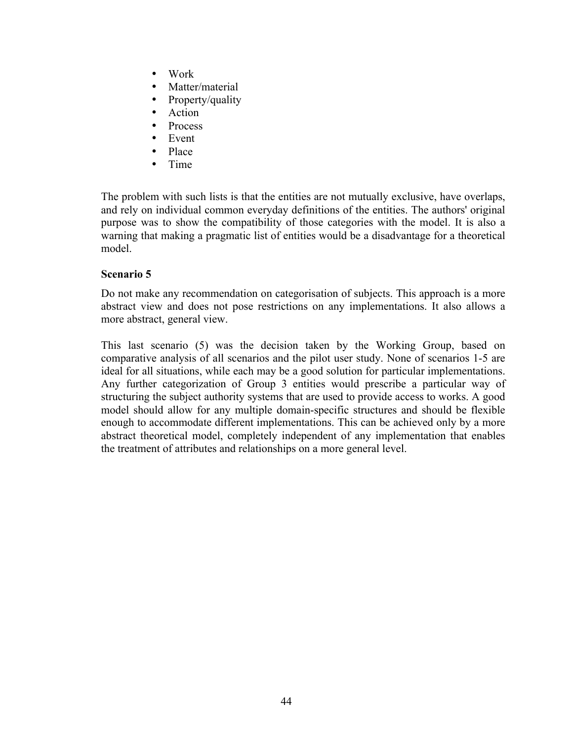- Work
- Matter/material
- Property/quality
- Action
- Process
- Event
- Place
- Time

The problem with such lists is that the entities are not mutually exclusive, have overlaps, and rely on individual common everyday definitions of the entities. The authors' original purpose was to show the compatibility of those categories with the model. It is also a warning that making a pragmatic list of entities would be a disadvantage for a theoretical model.

**Scenario 5**

Do not make any recommendation on categorisation of subjects. This approach is a more abstract view and does not pose restrictions on any implementations. It also allows a more abstract, general view.

This last scenario (5) was the decision taken by the Working Group, based on comparative analysis of all scenarios and the pilot user study. None of scenarios 1-5 are ideal for all situations, while each may be a good solution for particular implementations. Any further categorization of Group 3 entities would prescribe a particular way of structuring the subject authority systems that are used to provide access to works. A good model should allow for any multiple domain-specific structures and should be flexible enough to accommodate different implementations. This can be achieved only by a more abstract theoretical model, completely independent of any implementation that enables the treatment of attributes and relationships on a more general level.